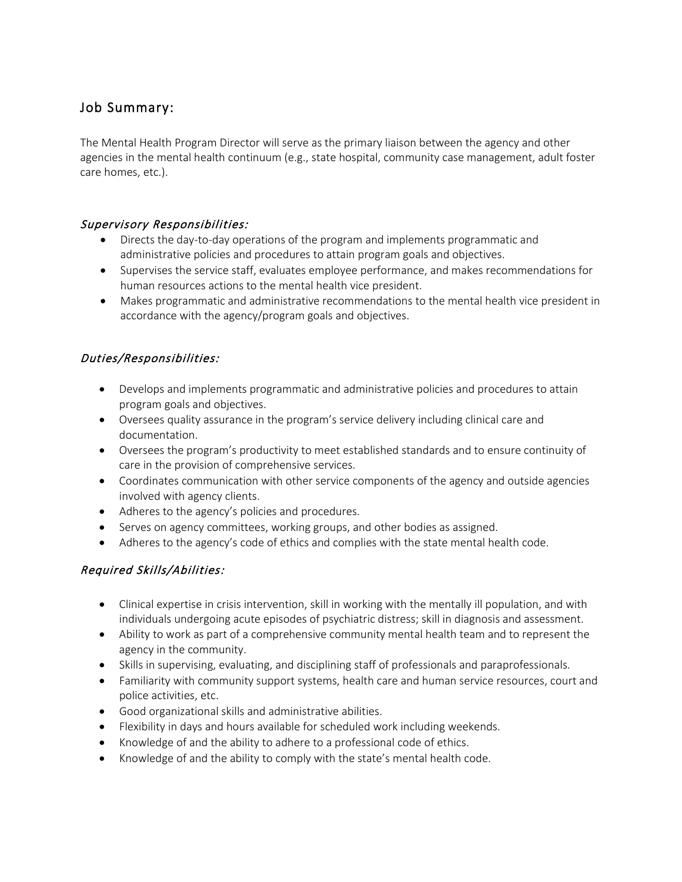## Job Summary:

The Mental Health Program Director will serve as the primary liaison between the agency and other agencies in the mental health continuum (e.g., state hospital, community case management, adult foster care homes, etc.).

### *Supervisory Responsibilities:*

- Directs the day-to-day operations of the program and implements programmatic and administrative policies and procedures to attain program goals and objectives.
- Supervises the service staff, evaluates employee performance, and makes recommendations for human resources actions to the mental health vice president.
- Makes programmatic and administrative recommendations to the mental health vice president in accordance with the agency/program goals and objectives.

### *Duties/Responsibilities:*

- Develops and implements programmatic and administrative policies and procedures to attain program goals and objectives.
- Oversees quality assurance in the program's service delivery including clinical care and documentation.
- Oversees the program's productivity to meet established standards and to ensure continuity of care in the provision of comprehensive services.
- Coordinates communication with other service components of the agency and outside agencies involved with agency clients.
- Adheres to the agency's policies and procedures.
- Serves on agency committees, working groups, and other bodies as assigned.
- Adheres to the agency's code of ethics and complies with the state mental health code.

### *Required Skills/Abilities:*

- Clinical expertise in crisis intervention, skill in working with the mentally ill population, and with individuals undergoing acute episodes of psychiatric distress; skill in diagnosis and assessment.
- Ability to work as part of a comprehensive community mental health team and to represent the agency in the community.
- Skills in supervising, evaluating, and disciplining staff of professionals and paraprofessionals.
- Familiarity with community support systems, health care and human service resources, court and police activities, etc.
- Good organizational skills and administrative abilities.
- Flexibility in days and hours available for scheduled work including weekends.
- Knowledge of and the ability to adhere to a professional code of ethics.
- Knowledge of and the ability to comply with the state's mental health code.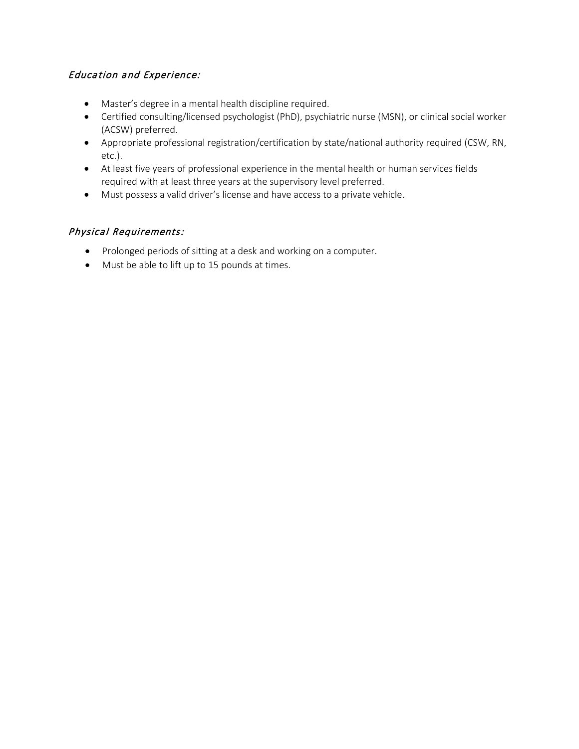### *Education and Experience:*

- Master's degree in a mental health discipline required.
- Certified consulting/licensed psychologist (PhD), psychiatric nurse (MSN), or clinical social worker (ACSW) preferred.
- Appropriate professional registration/certification by state/national authority required (CSW, RN, etc.).
- At least five years of professional experience in the mental health or human services fields required with at least three years at the supervisory level preferred.
- Must possess a valid driver's license and have access to a private vehicle.

### *Physical Requirements:*

- Prolonged periods of sitting at a desk and working on a computer.
- Must be able to lift up to 15 pounds at times.